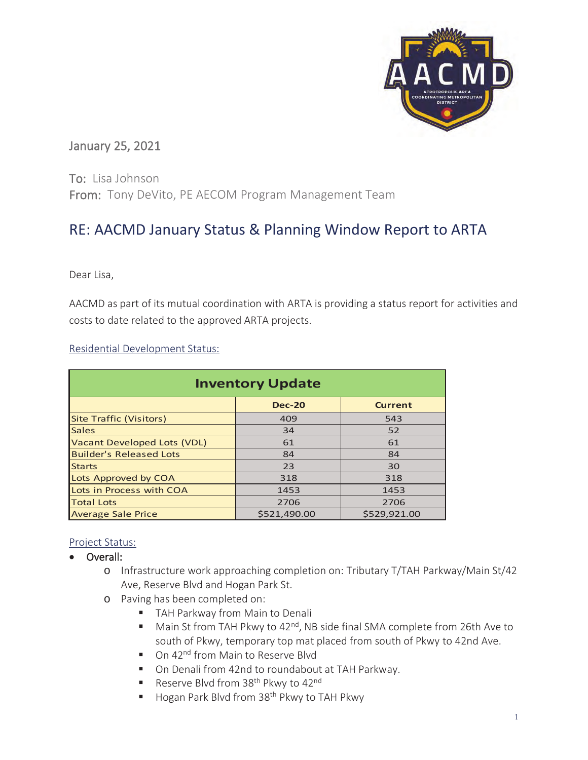January 25, 2021

To: Lisa Johnson
From: Tony DeVito, PE AECOM Program Management Team

## RE: AACMD January Status & Planning Window Report to ARTA

Dear Lisa,

AACMD as part of its mutual coordination with ARTA is providing a status report for activities and costs to date related to the approved ARTA projects.

Residential Development Status:

| Inventory Update | | |
|---|---|---|
| | Dec-20 | Current |
| Site Traffic (Visitors) | 409 | 543 |
| Sales | 34 | 52 |
| Vacant Developed Lots (VDL) | 61 | 61 |
| Builder's Released Lots | 84 | 84 |
| Starts | 23 | 30 |
| Lots Approved by COA | 318 | 318 |
| Lots in Process with COA | 1453 | 1453 |
| Total Lots | 2706 | 2706 |
| Average Sale Price | $521,490.00 | $529,921.00 |

Project Status:

- Overall:
  - Infrastructure work approaching completion on: Tributary T/TAH Parkway/Main St/42 Ave, Reserve Blvd and Hogan Park St.
  - Paving has been completed on:
    - TAH Parkway from Main to Denali
    - Main St from TAH Pkwy to 42nd, NB side final SMA complete from 26th Ave to south of Pkwy, temporary top mat placed from south of Pkwy to 42nd Ave.
    - On 42nd from Main to Reserve Blvd
    - On Denali from 42nd to roundabout at TAH Parkway.
    - Reserve Blvd from 38th Pkwy to 42nd
    - Hogan Park Blvd from 38th Pkwy to TAH Pkwy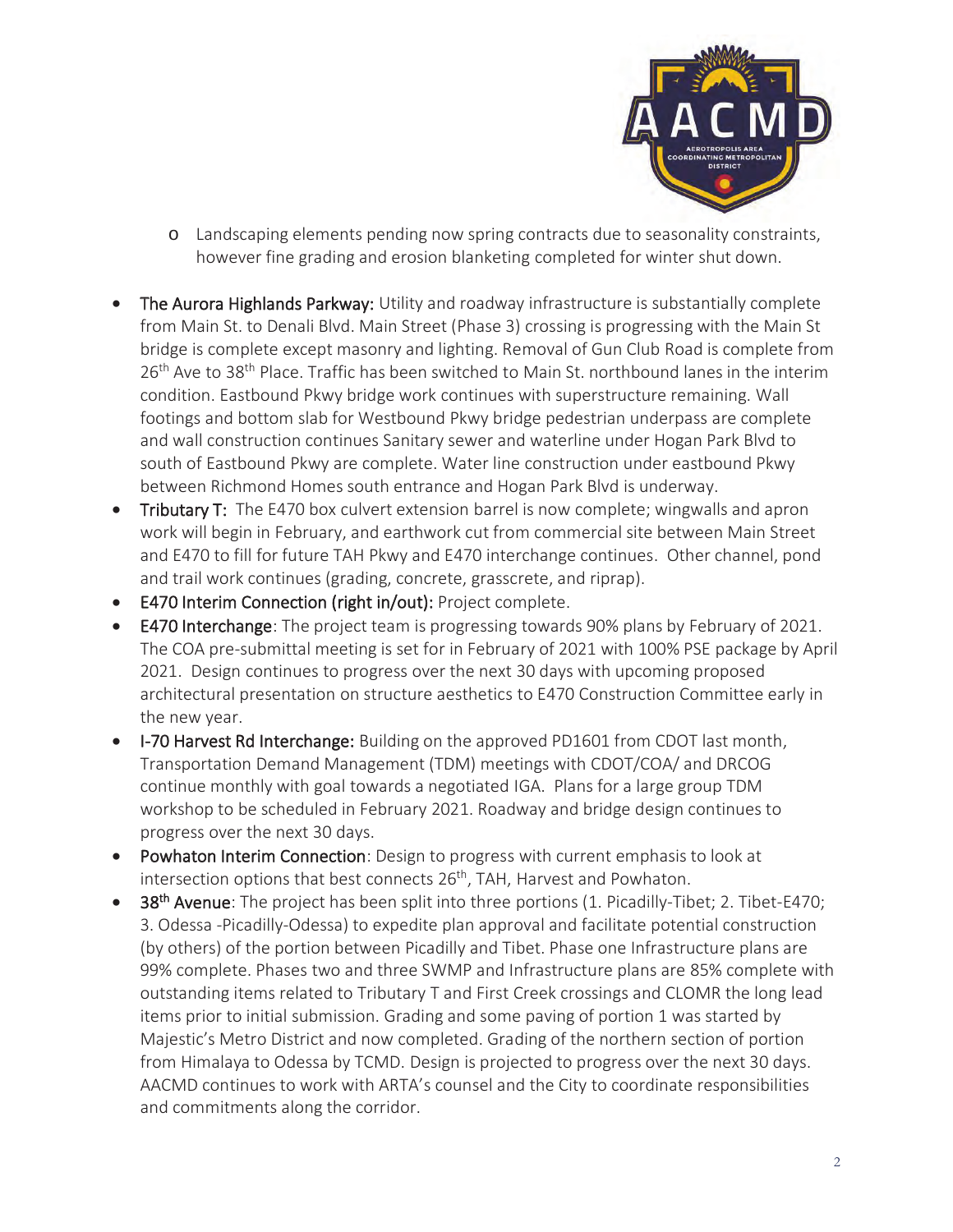- Landscaping elements pending now spring contracts due to seasonality constraints, however fine grading and erosion blanketing completed for winter shut down.

- **The Aurora Highlands Parkway:** Utility and roadway infrastructure is substantially complete from Main St. to Denali Blvd. Main Street (Phase 3) crossing is progressing with the Main St bridge is complete except masonry and lighting. Removal of Gun Club Road is complete from 26th Ave to 38th Place. Traffic has been switched to Main St. northbound lanes in the interim condition. Eastbound Pkwy bridge work continues with superstructure remaining. Wall footings and bottom slab for Westbound Pkwy bridge pedestrian underpass are complete and wall construction continues Sanitary sewer and waterline under Hogan Park Blvd to south of Eastbound Pkwy are complete. Water line construction under eastbound Pkwy between Richmond Homes south entrance and Hogan Park Blvd is underway.
- **Tributary T:** The E470 box culvert extension barrel is now complete; wingwalls and apron work will begin in February, and earthwork cut from commercial site between Main Street and E470 to fill for future TAH Pkwy and E470 interchange continues. Other channel, pond and trail work continues (grading, concrete, grasscrete, and riprap).
- **E470 Interim Connection (right in/out):** Project complete.
- **E470 Interchange**: The project team is progressing towards 90% plans by February of 2021. The COA pre-submittal meeting is set for in February of 2021 with 100% PSE package by April 2021. Design continues to progress over the next 30 days with upcoming proposed architectural presentation on structure aesthetics to E470 Construction Committee early in the new year.
- **I-70 Harvest Rd Interchange:** Building on the approved PD1601 from CDOT last month, Transportation Demand Management (TDM) meetings with CDOT/COA/ and DRCOG continue monthly with goal towards a negotiated IGA. Plans for a large group TDM workshop to be scheduled in February 2021. Roadway and bridge design continues to progress over the next 30 days.
- **Powhaton Interim Connection**: Design to progress with current emphasis to look at intersection options that best connects 26th, TAH, Harvest and Powhaton.
- **38th Avenue**: The project has been split into three portions (1. Picadilly-Tibet; 2. Tibet-E470; 3. Odessa -Picadilly-Odessa) to expedite plan approval and facilitate potential construction (by others) of the portion between Picadilly and Tibet. Phase one Infrastructure plans are 99% complete. Phases two and three SWMP and Infrastructure plans are 85% complete with outstanding items related to Tributary T and First Creek crossings and CLOMR the long lead items prior to initial submission. Grading and some paving of portion 1 was started by Majestic's Metro District and now completed. Grading of the northern section of portion from Himalaya to Odessa by TCMD. Design is projected to progress over the next 30 days. AACMD continues to work with ARTA's counsel and the City to coordinate responsibilities and commitments along the corridor.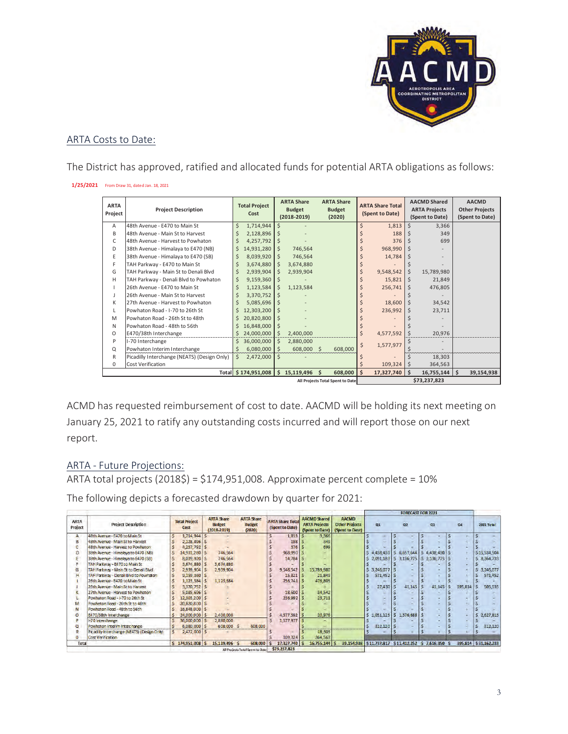## ARTA Costs to Date:

The District has approved, ratified and allocated funds for potential ARTA obligations as follows:

**1/25/2021** From Draw 31, dated Jan. 18, 2021

| ARTA Project | Project Description | Total Project Cost | ARTA Share Budget (2018-2019) | ARTA Share Budget (2020) | ARTA Share Total (Spent to Date) | AACMD Shared ARTA Projects (Spent to Date) | AACMD Other Projects (Spent to Date) |
|---|---|---|---|---|---|---|---|
| A | 48th Avenue - E470 to Main St | $ 1,714,944 | $ - | | $ 1,813 | $ 3,366 | |
| B | 48th Avenue - Main St to Harvest | $ 2,128,896 | $ - | | $ 188 | $ 349 | |
| C | 48th Avenue - Harvest to Powhaton | $ 4,257,792 | $ - | | $ 376 | $ 699 | |
| D | 38th Avenue - Himalaya to E470 (NB) | $ 14,931,280 | $ 746,564 | | $ 968,990 | $ - | |
| E | 38th Avenue - Himalaya to E470 (SB) | $ 8,039,920 | $ 746,564 | | $ 14,784 | $ - | |
| F | TAH Parkway - E470 to Main St | $ 3,674,880 | $ 3,674,880 | | $ - | $ - | |
| G | TAH Parkway - Main St to Denali Blvd | $ 2,939,904 | $ 2,939,904 | | $ 9,548,542 | $ 15,789,980 | |
| H | TAH Parkway - Denali Blvd to Powhaton | $ 9,159,360 | $ - | | $ 15,821 | $ 21,849 | |
| I | 26th Avenue - E470 to Main St | $ 1,123,584 | $ 1,123,584 | | $ 256,741 | $ 476,805 | |
| J | 26th Avenue - Main St to Harvest | $ 3,370,752 | $ - | | $ - | $ - | |
| K | 27th Avenue - Harvest to Powhaton | $ 5,085,696 | $ - | | $ 18,600 | $ 34,542 | |
| L | Powhaton Road - I-70 to 26th St | $ 12,303,200 | $ - | | $ 236,992 | $ 23,711 | |
| M | Powhaton Road - 26th St to 48th | $ 20,820,800 | $ - | | $ - | $ - | |
| N | Powhaton Road - 48th to 56th | $ 16,848,000 | $ - | | $ - | $ - | |
| O | E470/38th Interchange | $ 24,000,000 | $ 2,400,000 | | $ 4,577,592 | $ 20,976 | |
| P | I-70 Interchange | $ 36,000,000 | $ 2,880,000 | | $ 1,577,977 | $ - | |
| Q | Powhaton Interim Interchange | $ 6,080,000 | $ 608,000 | $ 608,000 | | $ - | |
| R | Picadilly Interchange (NEATS) (Design Only) | $ 2,472,000 | $ - | | $ - | $ 18,303 | |
| 0 | Cost Verification | | | | $ 109,324 | $ 364,563 | |
| | **Total** | $ 174,951,008 | $ 15,119,496 | $ 608,000 | $ 17,327,740 | $ 16,755,144 | $ 39,154,938 |
| | | | | All Projects Total Spent to Date | | $73,237,823 | |

ACMD has requested reimbursement of cost to date. AACMD will be holding its next meeting on January 25, 2021 to ratify any outstanding costs incurred and will report those on our next report.

## ARTA - Future Projections:

ARTA total projects (2018$) = $174,951,008. Approximate percent complete = 10%

The following depicts a forecasted drawdown by quarter for 2021:

| ARTA Project | Project Description | Total Project Cost | ARTA Share Budget (2018-2019) | ARTA Share Budget (2020) | ARTA Share Total (Spent to Date) | AACMD Shared ARTA Projects (Spent to Date) | AACMD Other Projects (Spent to Date) | FORECAST FOR 2021 Q1 | Q2 | Q3 | Q4 | 2021 Total |
|---|---|---|---|---|---|---|---|---|---|---|---|---|
| A | 48th Avenue - E470 to Main St | $ 1,714,944 | $ - | | $ 1,813 | $ 3,366 | | $ - | $ - | $ - | $ - | $ - |
| B | 48th Avenue - Main St to Harvest | $ 2,128,896 | $ - | | $ 188 | $ 349 | | $ - | $ - | $ - | $ - | $ - |
| C | 48th Avenue - Harvest to Powhaton | $ 4,257,792 | $ - | | $ 376 | $ 699 | | $ - | $ - | $ - | $ - | $ - |
| D | 38th Avenue - Himalaya to E470 (NB) | $ 14,931,280 | $ 746,564 | | $ 968,990 | $ - | | $ 4,438,430 | $ 6,657,644 | $ 4,438,430 | $ - | $ 15,534,504 |
| E | 38th Avenue - Himalaya to E470 (SB) | $ 8,039,920 | $ 746,564 | | $ 14,784 | $ - | | $ 2,091,183 | $ 3,136,775 | $ 3,136,775 | $ - | $ 8,364,733 |
| F | TAH Parkway - E470 to Main St | $ 3,674,880 | $ 3,674,880 | | $ - | $ - | | $ - | $ - | $ - | $ - | $ - |
| G | TAH Parkway - Main St to Denali Blvd | $ 2,939,904 | $ 2,939,904 | | $ 9,548,542 | $ 15,789,980 | | $ 3,246,077 | $ - | $ - | $ - | $ 3,246,077 |
| H | TAH Parkway - Denali Blvd to Powhaton | $ 9,159,360 | $ - | | $ 15,821 | $ 21,849 | | $ 571,452 | $ - | $ - | $ - | $ 571,452 |
| I | 26th Avenue - E470 to Main St | $ 1,123,584 | $ 1,123,584 | | $ 256,741 | $ 476,805 | | $ - | $ - | $ - | $ - | $ - |
| J | 26th Avenue - Main St to Harvest | $ 3,370,752 | $ - | | $ - | $ - | | $ 37,430 | $ 41,145 | $ 41,145 | $ 385,814 | $ 505,535 |
| K | 27th Avenue - Harvest to Powhaton | $ 5,085,696 | $ - | | $ 18,600 | $ 34,542 | | $ - | $ - | $ - | $ - | $ - |
| L | Powhaton Road - I-70 to 26th St | $ 12,303,200 | $ - | | $ 236,992 | $ 23,711 | | $ - | $ - | $ - | $ - | $ - |
| M | Powhaton Road - 26th St to 48th | $ 20,820,800 | $ - | | $ - | $ - | | $ - | $ - | $ - | $ - | $ - |
| N | Powhaton Road - 48th to 56th | $ 16,848,000 | $ - | | $ - | $ - | | $ - | $ - | $ - | $ - | $ - |
| O | E470/38th Interchange | $ 24,000,000 | $ 2,400,000 | | $ 4,577,592 | $ 20,976 | | $ 1,051,125 | $ 1,576,688 | $ - | $ - | $ 2,627,813 |
| P | I-70 Interchange | $ 36,000,000 | $ 2,880,000 | | $ 1,577,977 | $ - | | $ - | $ - | $ - | $ - | $ - |
| Q | Powhaton Interim Interchange | $ 6,080,000 | $ 608,000 | $ 608,000 | | $ - | | $ 312,120 | $ - | $ - | $ - | $ 312,120 |
| R | Picadilly Interchange (NEATS) (Design Only) | $ 2,472,000 | $ - | | $ - | $ 18,303 | | $ - | $ - | $ - | $ - | $ - |
| 0 | Cost Verification | | | | $ 109,324 | $ 364,563 | | | | | | |
| Total | | $ 174,951,008 | $ 15,119,496 | $ 608,000 | $ 17,327,740 | $ 16,755,144 | $ 39,154,938 | $ 11,737,817 | $ 11,412,252 | $ 7,616,350 | $ 395,814 | $ 31,162,233 |
| | | | | All Projects Total Spent to Date | $73,237,823 | | | | | | | |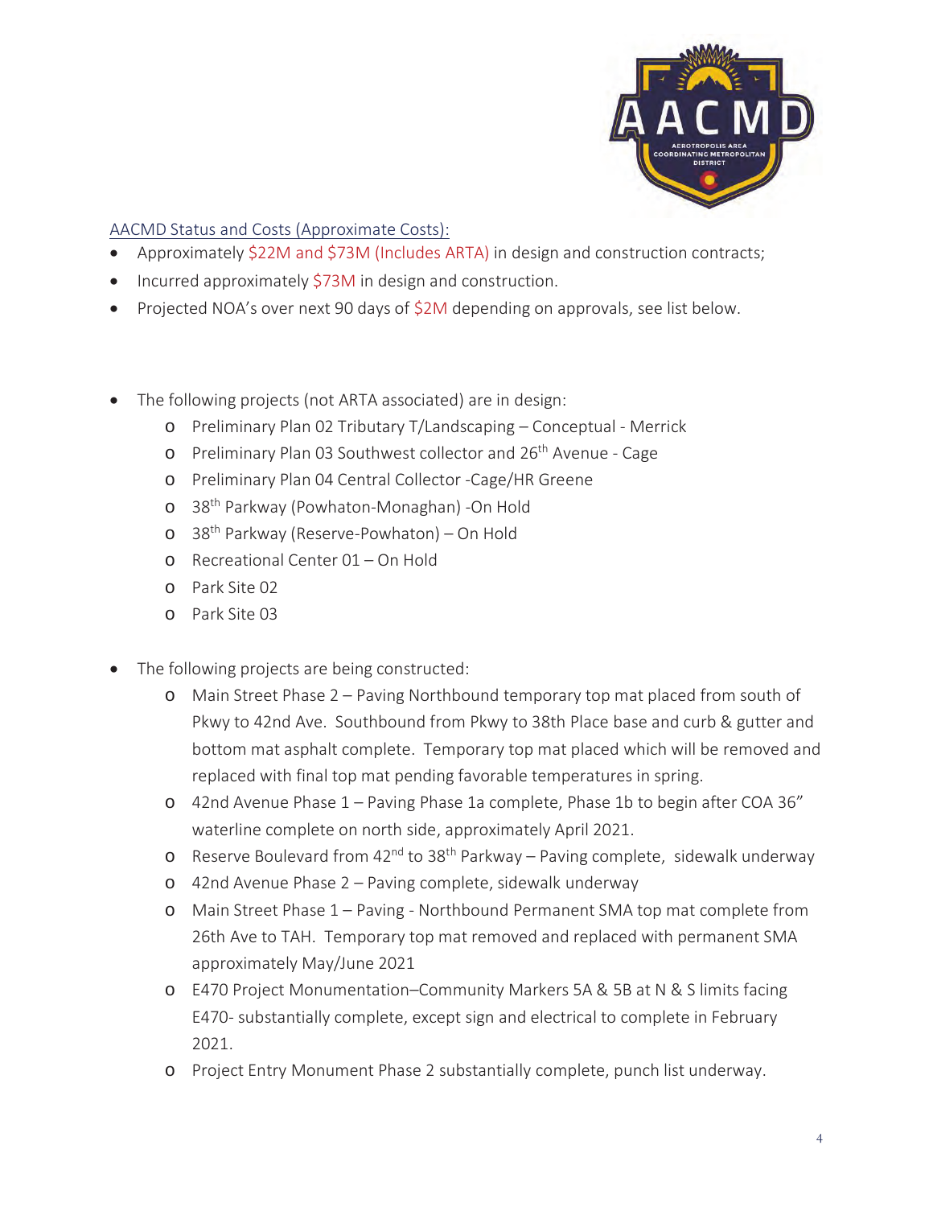AACMD Status and Costs (Approximate Costs):

- Approximately $22M and $73M (Includes ARTA) in design and construction contracts;
- Incurred approximately $73M in design and construction.
- Projected NOA's over next 90 days of $2M depending on approvals, see list below.

- The following projects (not ARTA associated) are in design:
  - Preliminary Plan 02 Tributary T/Landscaping – Conceptual - Merrick
  - Preliminary Plan 03 Southwest collector and 26th Avenue - Cage
  - Preliminary Plan 04 Central Collector -Cage/HR Greene
  - 38th Parkway (Powhaton-Monaghan) -On Hold
  - 38th Parkway (Reserve-Powhaton) – On Hold
  - Recreational Center 01 – On Hold
  - Park Site 02
  - Park Site 03

- The following projects are being constructed:
  - Main Street Phase 2 – Paving Northbound temporary top mat placed from south of Pkwy to 42nd Ave. Southbound from Pkwy to 38th Place base and curb & gutter and bottom mat asphalt complete. Temporary top mat placed which will be removed and replaced with final top mat pending favorable temperatures in spring.
  - 42nd Avenue Phase 1 – Paving Phase 1a complete, Phase 1b to begin after COA 36" waterline complete on north side, approximately April 2021.
  - Reserve Boulevard from 42nd to 38th Parkway – Paving complete, sidewalk underway
  - 42nd Avenue Phase 2 – Paving complete, sidewalk underway
  - Main Street Phase 1 – Paving - Northbound Permanent SMA top mat complete from 26th Ave to TAH. Temporary top mat removed and replaced with permanent SMA approximately May/June 2021
  - E470 Project Monumentation–Community Markers 5A & 5B at N & S limits facing E470- substantially complete, except sign and electrical to complete in February 2021.
  - Project Entry Monument Phase 2 substantially complete, punch list underway.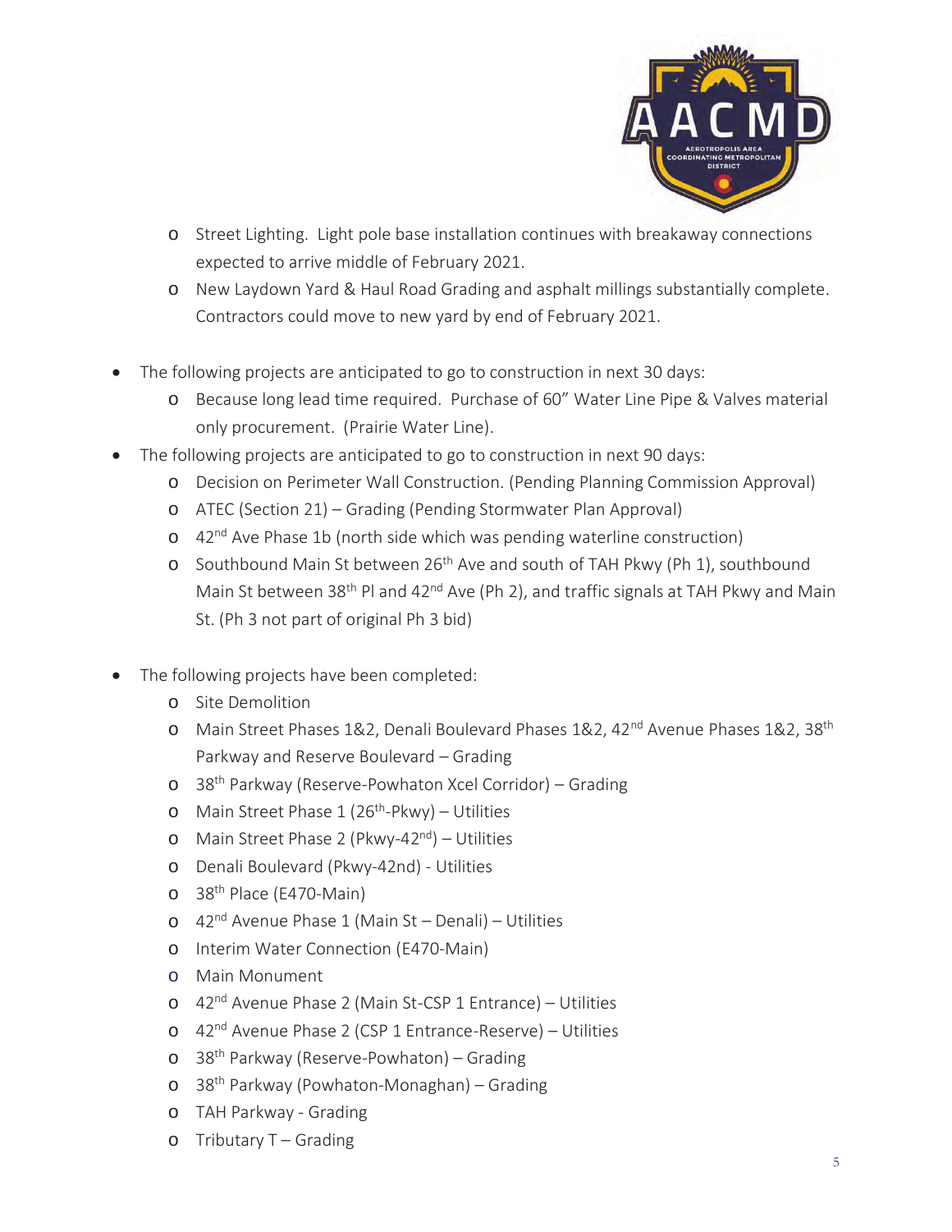- Street Lighting. Light pole base installation continues with breakaway connections expected to arrive middle of February 2021.
  - New Laydown Yard & Haul Road Grading and asphalt millings substantially complete. Contractors could move to new yard by end of February 2021.

- The following projects are anticipated to go to construction in next 30 days:
  - Because long lead time required. Purchase of 60" Water Line Pipe & Valves material only procurement. (Prairie Water Line).
- The following projects are anticipated to go to construction in next 90 days:
  - Decision on Perimeter Wall Construction. (Pending Planning Commission Approval)
  - ATEC (Section 21) – Grading (Pending Stormwater Plan Approval)
  - 42nd Ave Phase 1b (north side which was pending waterline construction)
  - Southbound Main St between 26th Ave and south of TAH Pkwy (Ph 1), southbound Main St between 38th Pl and 42nd Ave (Ph 2), and traffic signals at TAH Pkwy and Main St. (Ph 3 not part of original Ph 3 bid)

- The following projects have been completed:
  - Site Demolition
  - Main Street Phases 1&2, Denali Boulevard Phases 1&2, 42nd Avenue Phases 1&2, 38th Parkway and Reserve Boulevard – Grading
  - 38th Parkway (Reserve-Powhaton Xcel Corridor) – Grading
  - Main Street Phase 1 (26th-Pkwy) – Utilities
  - Main Street Phase 2 (Pkwy-42nd) – Utilities
  - Denali Boulevard (Pkwy-42nd) - Utilities
  - 38th Place (E470-Main)
  - 42nd Avenue Phase 1 (Main St – Denali) – Utilities
  - Interim Water Connection (E470-Main)
  - Main Monument
  - 42nd Avenue Phase 2 (Main St-CSP 1 Entrance) – Utilities
  - 42nd Avenue Phase 2 (CSP 1 Entrance-Reserve) – Utilities
  - 38th Parkway (Reserve-Powhaton) – Grading
  - 38th Parkway (Powhaton-Monaghan) – Grading
  - TAH Parkway - Grading
  - Tributary T – Grading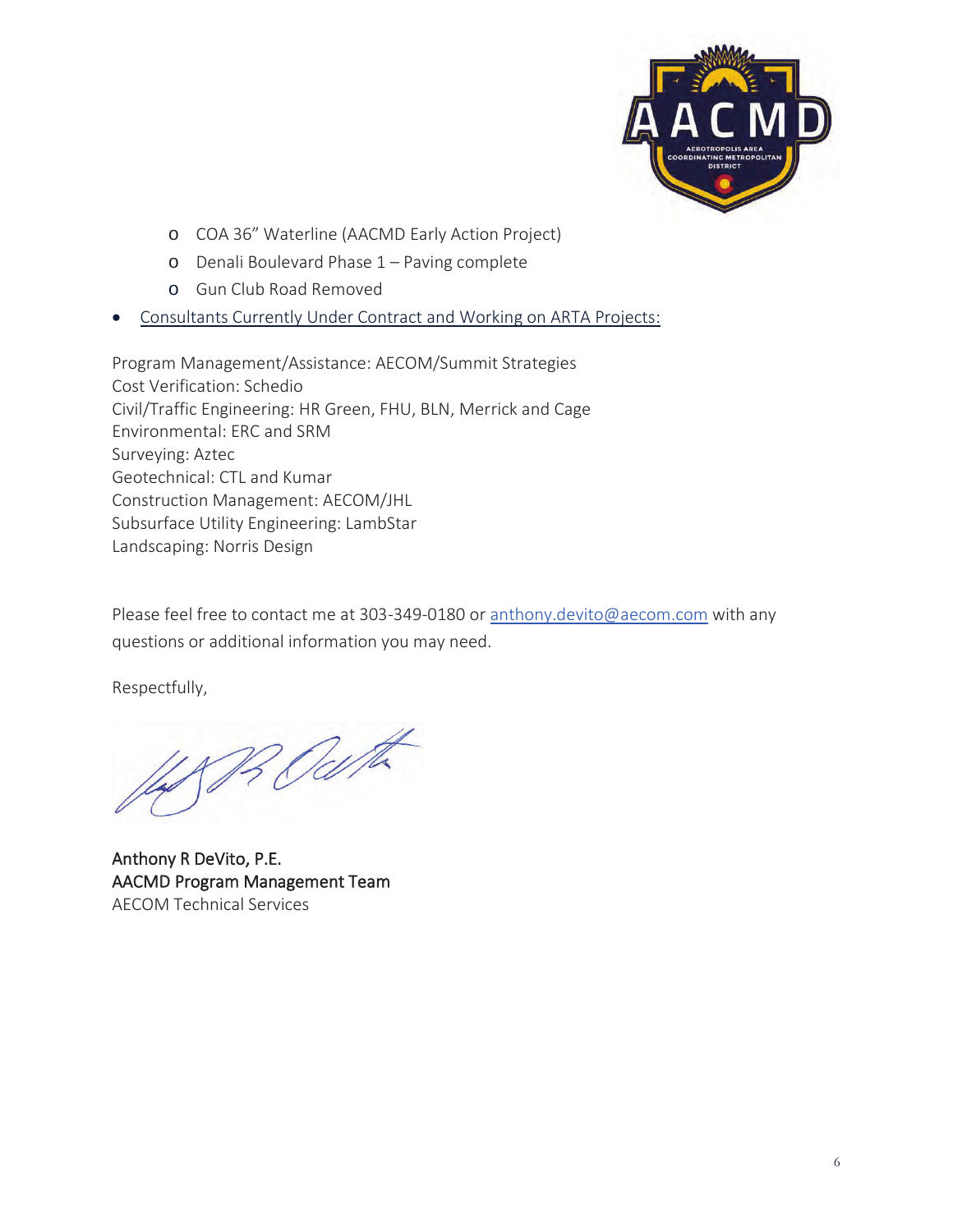- COA 36" Waterline (AACMD Early Action Project)
  - Denali Boulevard Phase 1 – Paving complete
  - Gun Club Road Removed

- Consultants Currently Under Contract and Working on ARTA Projects:

Program Management/Assistance: AECOM/Summit Strategies
Cost Verification: Schedio
Civil/Traffic Engineering: HR Green, FHU, BLN, Merrick and Cage
Environmental: ERC and SRM
Surveying: Aztec
Geotechnical: CTL and Kumar
Construction Management: AECOM/JHL
Subsurface Utility Engineering: LambStar
Landscaping: Norris Design

Please feel free to contact me at 303-349-0180 or anthony.devito@aecom.com with any questions or additional information you may need.

Respectfully,

Anthony R DeVito, P.E.
AACMD Program Management Team
AECOM Technical Services